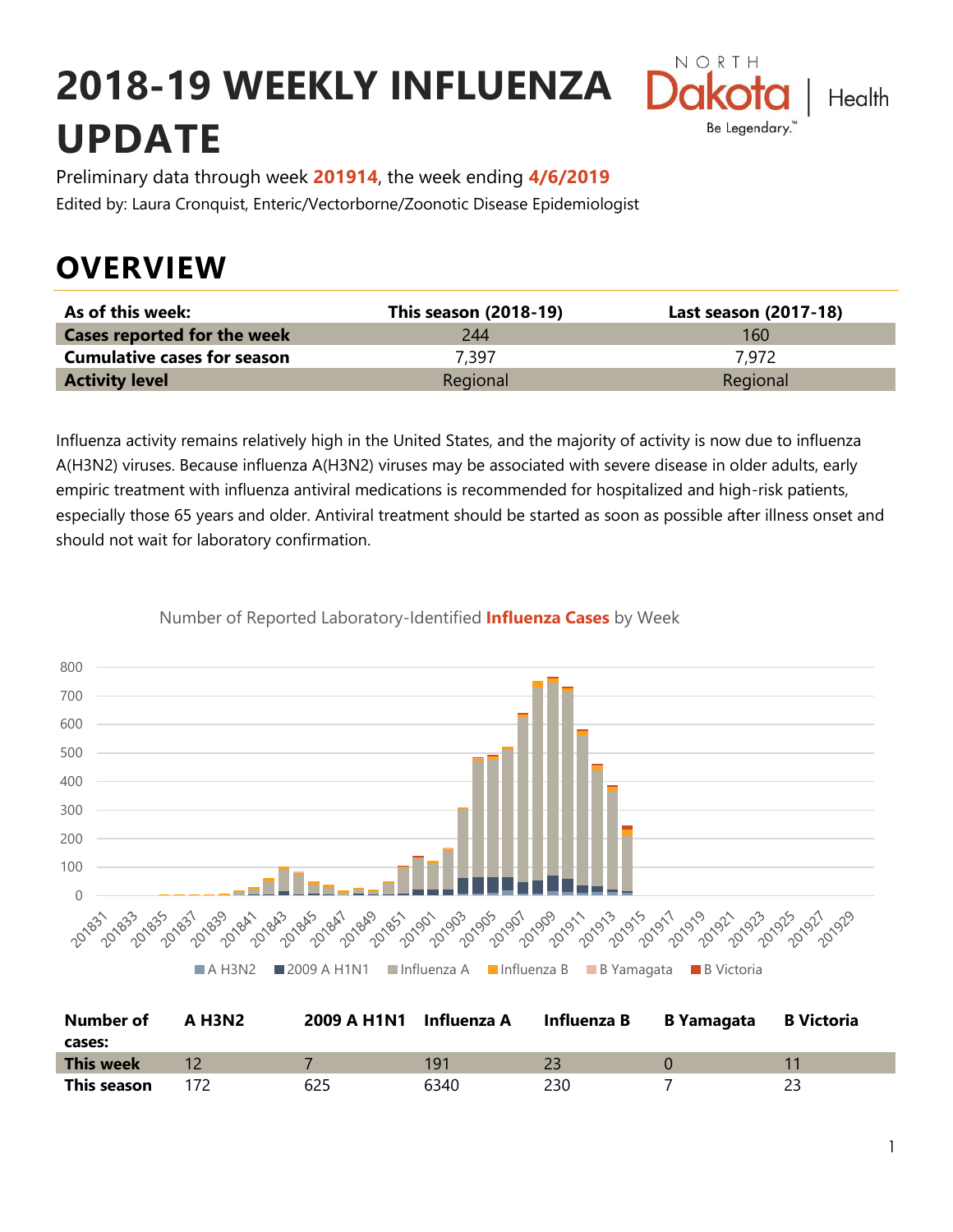# 2018-19 WEEKLY INFLUENZA UPDATE

Preliminary data through week **201914**, the week ending **4/6/2019**

Edited by: Laura Cronquist, Enteric/Vectorborne/Zoonotic Disease Epidemiologist

## OVERVIEW

| As of this week: | This season (2018-19) | Last season (2017-18) |
|---|---|---|
| **Cases reported for the week** | 244 | 160 |
| **Cumulative cases for season** | 7,397 | 7,972 |
| **Activity level** | Regional | Regional |

Influenza activity remains relatively high in the United States, and the majority of activity is now due to influenza A(H3N2) viruses. Because influenza A(H3N2) viruses may be associated with severe disease in older adults, early empiric treatment with influenza antiviral medications is recommended for hospitalized and high-risk patients, especially those 65 years and older. Antiviral treatment should be started as soon as possible after illness onset and should not wait for laboratory confirmation.

Number of Reported Laboratory-Identified **Influenza Cases** by Week

| Number of cases: | A H3N2 | 2009 A H1N1 | Influenza A | Influenza B | B Yamagata | B Victoria |
|---|---|---|---|---|---|---|
| **This week** | 12 | 7 | 191 | 23 | 0 | 11 |
| **This season** | 172 | 625 | 6340 | 230 | 7 | 23 |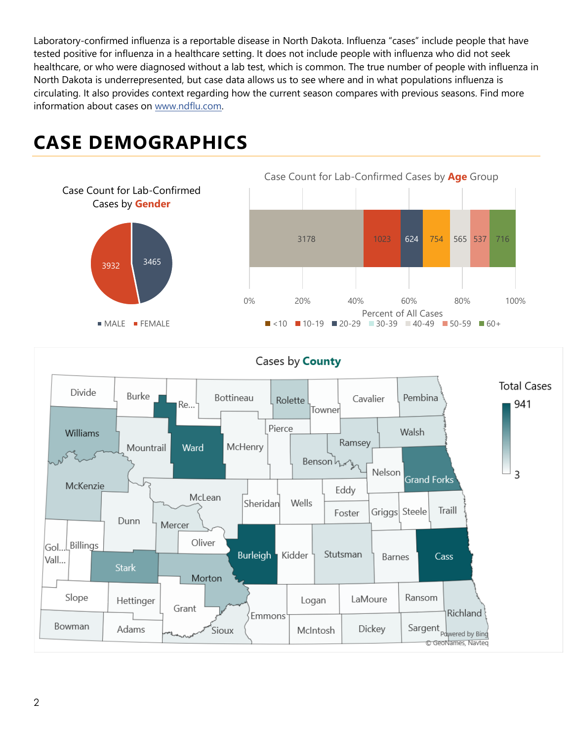Laboratory-confirmed influenza is a reportable disease in North Dakota. Influenza "cases" include people that have tested positive for influenza in a healthcare setting. It does not include people with influenza who did not seek healthcare, or who were diagnosed without a lab test, which is common. The true number of people with influenza in North Dakota is underrepresented, but case data allows us to see where and in what populations influenza is circulating. It also provides context regarding how the current season compares with previous seasons. Find more information about cases on www.ndflu.com.

# CASE DEMOGRAPHICS

Case Count for Lab-Confirmed Cases by **Gender**

| Gender | Cases |
|---|---|
| MALE | 3465 |
| FEMALE | 3932 |

Case Count for Lab-Confirmed Cases by **Age** Group

| Age Group | Cases |
|---|---|
| <10 | 3178 |
| 10-19 | 1023 |
| 20-29 | 624 |
| 30-39 | 754 |
| 40-49 | 565 |
| 50-59 | 537 |
| 60+ | 716 |

Percent of All Cases

Cases by **County**

Total Cases: 941 (max) – 3 (min)

Powered by Bing
© GeoNames, Navteq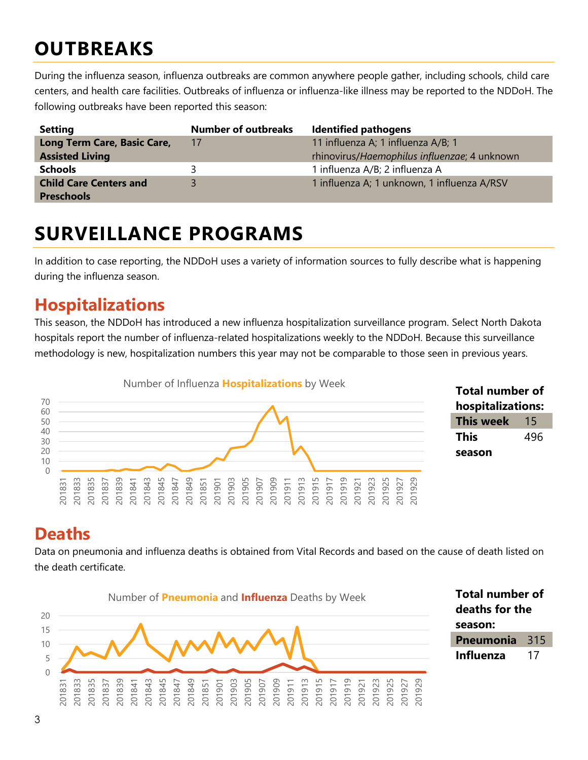# OUTBREAKS

During the influenza season, influenza outbreaks are common anywhere people gather, including schools, child care centers, and health care facilities. Outbreaks of influenza or influenza-like illness may be reported to the NDDoH. The following outbreaks have been reported this season:

| Setting | Number of outbreaks | Identified pathogens |
|---|---|---|
| **Long Term Care, Basic Care, Assisted Living** | 17 | 11 influenza A; 1 influenza A/B; 1 rhinovirus/*Haemophilus influenzae*; 4 unknown |
| **Schools** | 3 | 1 influenza A/B; 2 influenza A |
| **Child Care Centers and Preschools** | 3 | 1 influenza A; 1 unknown, 1 influenza A/RSV |

# SURVEILLANCE PROGRAMS

In addition to case reporting, the NDDoH uses a variety of information sources to fully describe what is happening during the influenza season.

## Hospitalizations

This season, the NDDoH has introduced a new influenza hospitalization surveillance program. Select North Dakota hospitals report the number of influenza-related hospitalizations weekly to the NDDoH. Because this surveillance methodology is new, hospitalization numbers this year may not be comparable to those seen in previous years.

Number of Influenza **Hospitalizations** by Week

**Total number of hospitalizations:**

| | |
|---|---|
| **This week** | 15 |
| **This season** | 496 |

## Deaths

Data on pneumonia and influenza deaths is obtained from Vital Records and based on the cause of death listed on the death certificate.

Number of **Pneumonia** and **Influenza** Deaths by Week

**Total number of deaths for the season:**

| | |
|---|---|
| **Pneumonia** | 315 |
| **Influenza** | 17 |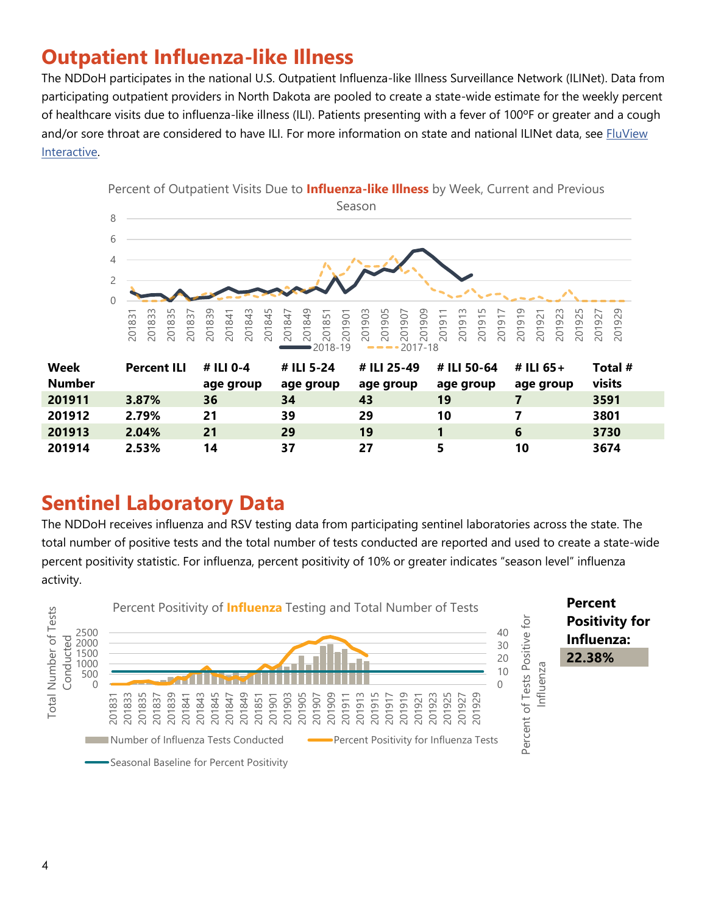## Outpatient Influenza-like Illness

The NDDoH participates in the national U.S. Outpatient Influenza-like Illness Surveillance Network (ILINet). Data from participating outpatient providers in North Dakota are pooled to create a state-wide estimate for the weekly percent of healthcare visits due to influenza-like illness (ILI). Patients presenting with a fever of 100ºF or greater and a cough and/or sore throat are considered to have ILI. For more information on state and national ILINet data, see FluView Interactive.

Percent of Outpatient Visits Due to **Influenza-like Illness** by Week, Current and Previous Season

| Week Number | Percent ILI | # ILI 0-4 age group | # ILI 5-24 age group | # ILI 25-49 age group | # ILI 50-64 age group | # ILI 65+ age group | Total # visits |
|---|---|---|---|---|---|---|---|
| 201911 | 3.87% | 36 | 34 | 43 | 19 | 7 | 3591 |
| 201912 | 2.79% | 21 | 39 | 29 | 10 | 7 | 3801 |
| 201913 | 2.04% | 21 | 29 | 19 | 1 | 6 | 3730 |
| 201914 | 2.53% | 14 | 37 | 27 | 5 | 10 | 3674 |

## Sentinel Laboratory Data

The NDDoH receives influenza and RSV testing data from participating sentinel laboratories across the state. The total number of positive tests and the total number of tests conducted are reported and used to create a state-wide percent positivity statistic. For influenza, percent positivity of 10% or greater indicates "season level" influenza activity.

Percent Positivity of **Influenza** Testing and Total Number of Tests

**Percent Positivity for Influenza:**

**22.38%**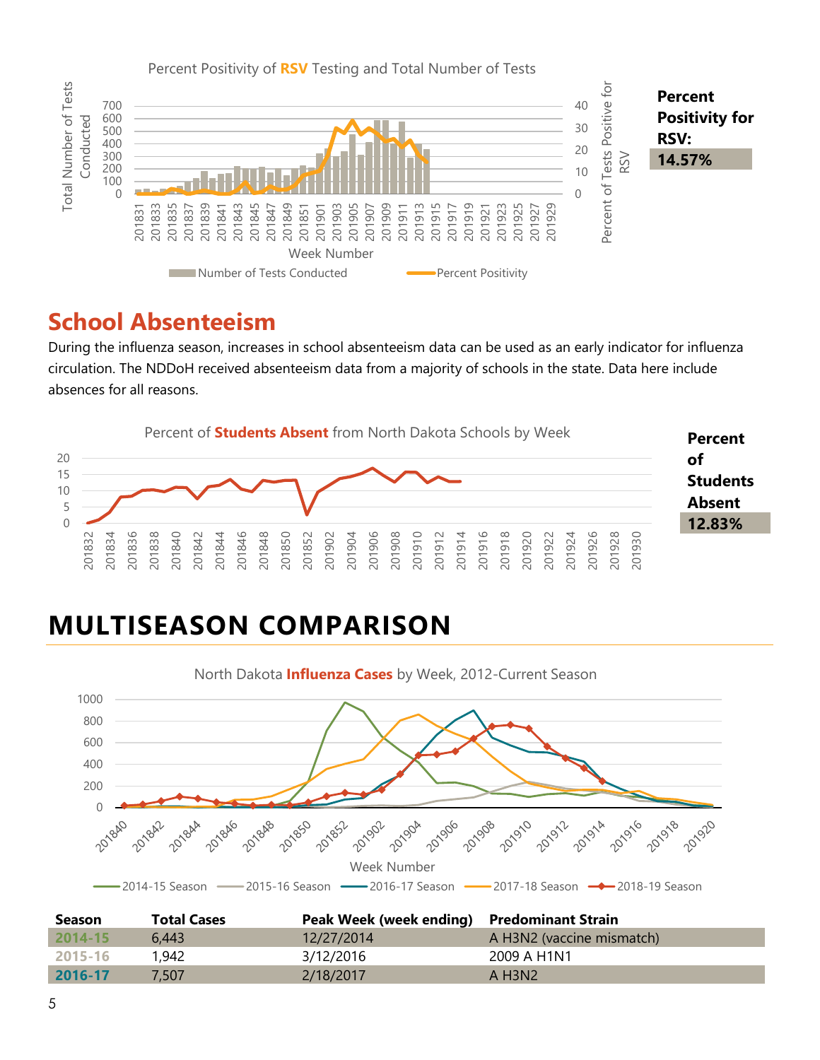Percent Positivity of **RSV** Testing and Total Number of Tests

**Percent Positivity for RSV:**
**14.57%**

## School Absenteeism

During the influenza season, increases in school absenteeism data can be used as an early indicator for influenza circulation. The NDDoH received absenteeism data from a majority of schools in the state. Data here include absences for all reasons.

Percent of **Students Absent** from North Dakota Schools by Week

**Percent of Students Absent**
**12.83%**

# MULTISEASON COMPARISON

North Dakota **Influenza Cases** by Week, 2012-Current Season

| Season | Total Cases | Peak Week (week ending) | Predominant Strain |
|---|---|---|---|
| 2014-15 | 6,443 | 12/27/2014 | A H3N2 (vaccine mismatch) |
| 2015-16 | 1,942 | 3/12/2016 | 2009 A H1N1 |
| 2016-17 | 7,507 | 2/18/2017 | A H3N2 |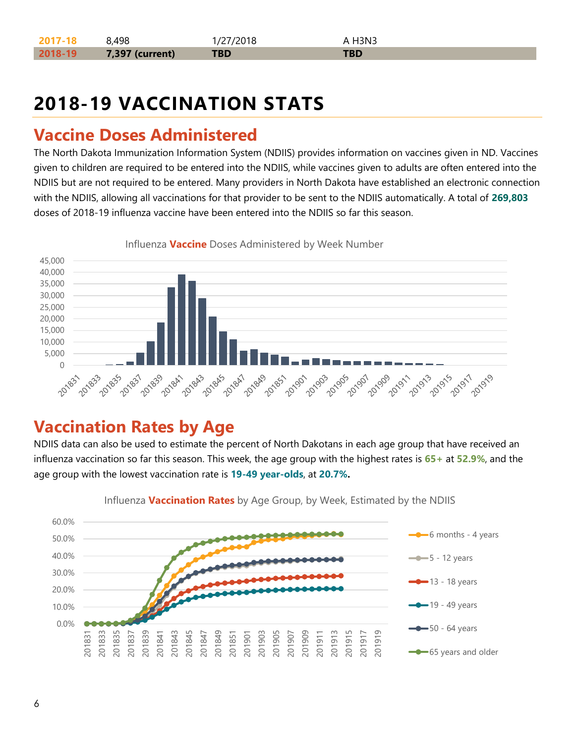| | | | |
|---|---|---|---|
| 2017-18 | 8,498 | 1/27/2018 | A H3N3 |
| **2018-19** | **7,397 (current)** | **TBD** | **TBD** |

# 2018-19 VACCINATION STATS

## Vaccine Doses Administered

The North Dakota Immunization Information System (NDIIS) provides information on vaccines given in ND. Vaccines given to children are required to be entered into the NDIIS, while vaccines given to adults are often entered into the NDIIS but are not required to be entered. Many providers in North Dakota have established an electronic connection with the NDIIS, allowing all vaccinations for that provider to be sent to the NDIIS automatically. A total of **269,803** doses of 2018-19 influenza vaccine have been entered into the NDIIS so far this season.

Influenza **Vaccine** Doses Administered by Week Number

45,000
40,000
35,000
30,000
25,000
20,000
15,000
10,000
5,000
0

201831 201833 201835 201837 201839 201841 201843 201845 201847 201849 201851 201901 201903 201905 201907 201909 201911 201913 201915 201917 201919

## Vaccination Rates by Age

NDIIS data can also be used to estimate the percent of North Dakotans in each age group that have received an influenza vaccination so far this season. This week, the age group with the highest rates is **65+** at **52.9%**, and the age group with the lowest vaccination rate is **19-49 year-olds**, at **20.7%.**

Influenza **Vaccination Rates** by Age Group, by Week, Estimated by the NDIIS

60.0%
50.0%
40.0%
30.0%
20.0%
10.0%
0.0%

201831 201833 201835 201837 201839 201841 201843 201845 201847 201849 201851 201901 201903 201905 201907 201909 201911 201913 201915 201917 201919

6 months - 4 years
5 - 12 years
13 - 18 years
19 - 49 years
50 - 64 years
65 years and older